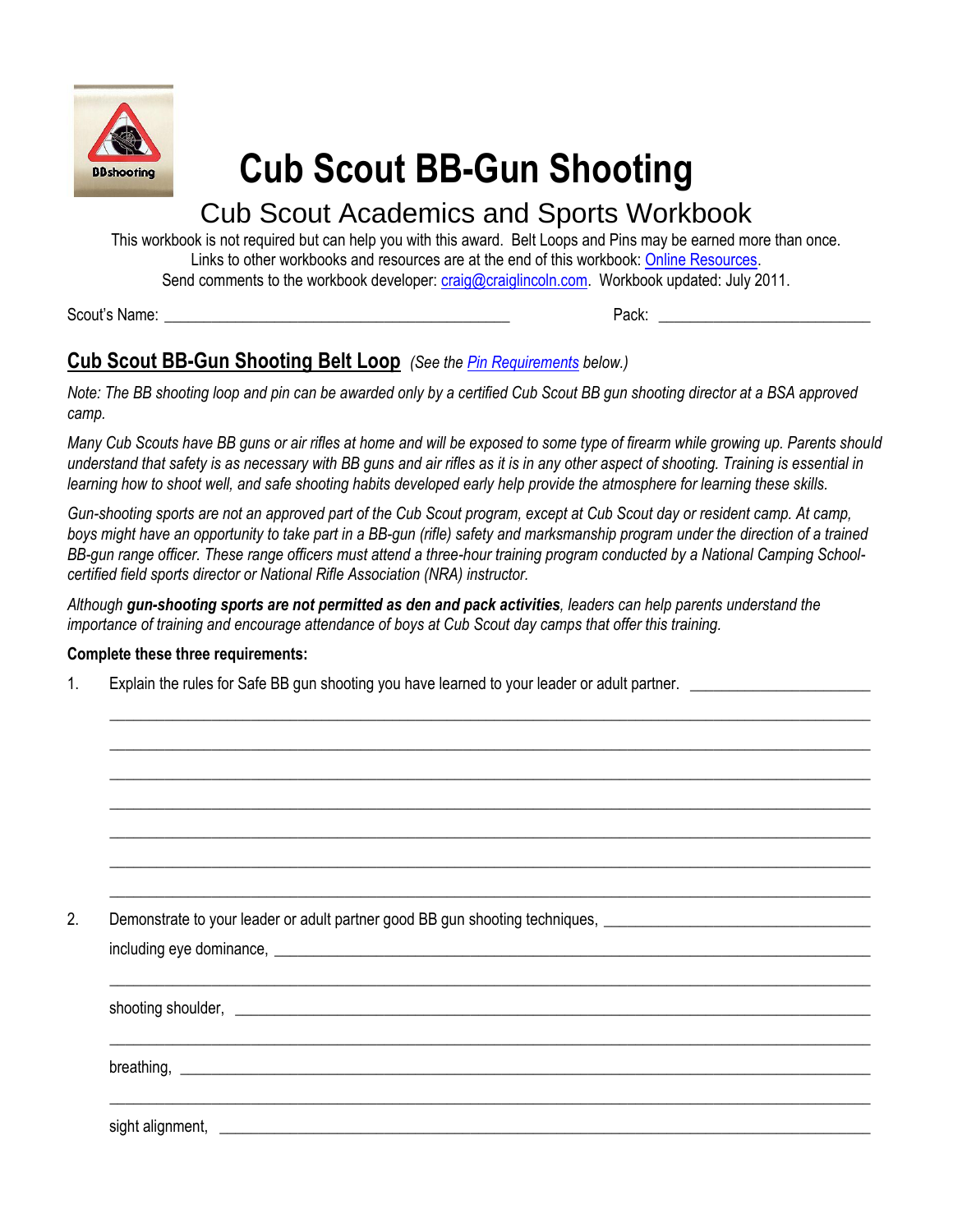# Cub Scout BB-Gun Shooting

## Cub Scout Academics and Sports Workbook

This workbook is not required but can help you with this award. Belt Loops and Pins may be earned more than once.
Links to other workbooks and resources are at the end of this workbook: Online Resources.
Send comments to the workbook developer: craig@craiglincoln.com. Workbook updated: July 2011.

Scout's Name: ___________________________________________ Pack: __________________________

## Cub Scout BB-Gun Shooting Belt Loop *(See the Pin Requirements below.)*

*Note: The BB shooting loop and pin can be awarded only by a certified Cub Scout BB gun shooting director at a BSA approved camp.*

*Many Cub Scouts have BB guns or air rifles at home and will be exposed to some type of firearm while growing up. Parents should understand that safety is as necessary with BB guns and air rifles as it is in any other aspect of shooting. Training is essential in learning how to shoot well, and safe shooting habits developed early help provide the atmosphere for learning these skills.*

*Gun-shooting sports are not an approved part of the Cub Scout program, except at Cub Scout day or resident camp. At camp, boys might have an opportunity to take part in a BB-gun (rifle) safety and marksmanship program under the direction of a trained BB-gun range officer. These range officers must attend a three-hour training program conducted by a National Camping School-certified field sports director or National Rifle Association (NRA) instructor.*

*Although* ***gun-shooting sports are not permitted as den and pack activities****, leaders can help parents understand the importance of training and encourage attendance of boys at Cub Scout day camps that offer this training.*

**Complete these three requirements:**

1. Explain the rules for Safe BB gun shooting you have learned to your leader or adult partner. ______________________
_______________________________________________________________________________________
_______________________________________________________________________________________
_______________________________________________________________________________________
_______________________________________________________________________________________
_______________________________________________________________________________________
_______________________________________________________________________________________
_______________________________________________________________________________________

2. Demonstrate to your leader or adult partner good BB gun shooting techniques, _________________________________
including eye dominance, ______________________________________________________________________
_______________________________________________________________________________________
shooting shoulder, ___________________________________________________________________________
_______________________________________________________________________________________
breathing, ________________________________________________________________________________
_______________________________________________________________________________________
sight alignment, ___________________________________________________________________________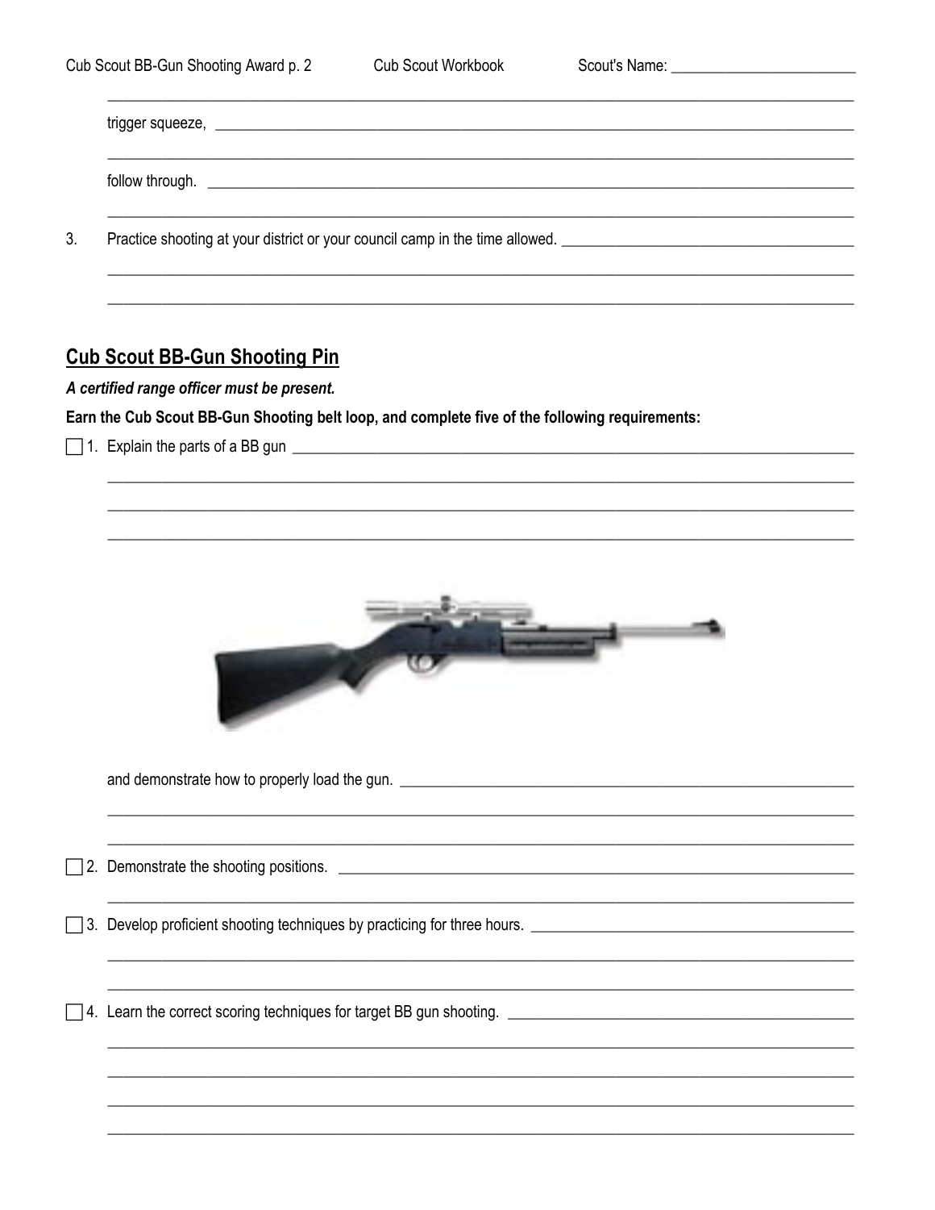trigger squeeze, ______________________________________________

follow through. ______________________________________________

3. Practice shooting at your district or your council camp in the time allowed. ______________________________________________

## Cub Scout BB-Gun Shooting Pin

***A certified range officer must be present.***

**Earn the Cub Scout BB-Gun Shooting belt loop, and complete five of the following requirements:**

- [ ] 1. Explain the parts of a BB gun ______________________________________________

  and demonstrate how to properly load the gun. ______________________________________________

- [ ] 2. Demonstrate the shooting positions. ______________________________________________

- [ ] 3. Develop proficient shooting techniques by practicing for three hours. ______________________________________________

- [ ] 4. Learn the correct scoring techniques for target BB gun shooting. ______________________________________________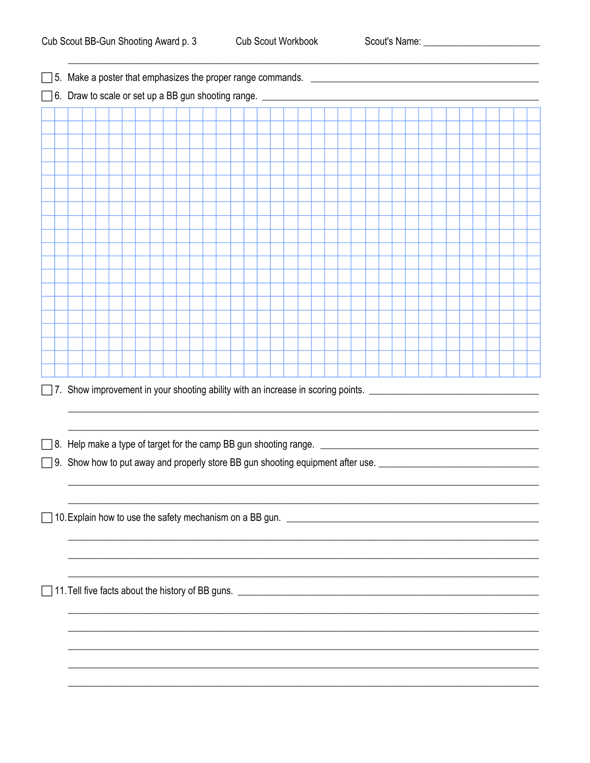- [ ] 5. Make a poster that emphasizes the proper range commands.
- [ ] 6. Draw to scale or set up a BB gun shooting range.
- [ ] 7. Show improvement in your shooting ability with an increase in scoring points.
- [ ] 8. Help make a type of target for the camp BB gun shooting range.
- [ ] 9. Show how to put away and properly store BB gun shooting equipment after use.
- [ ] 10. Explain how to use the safety mechanism on a BB gun.
- [ ] 11. Tell five facts about the history of BB guns.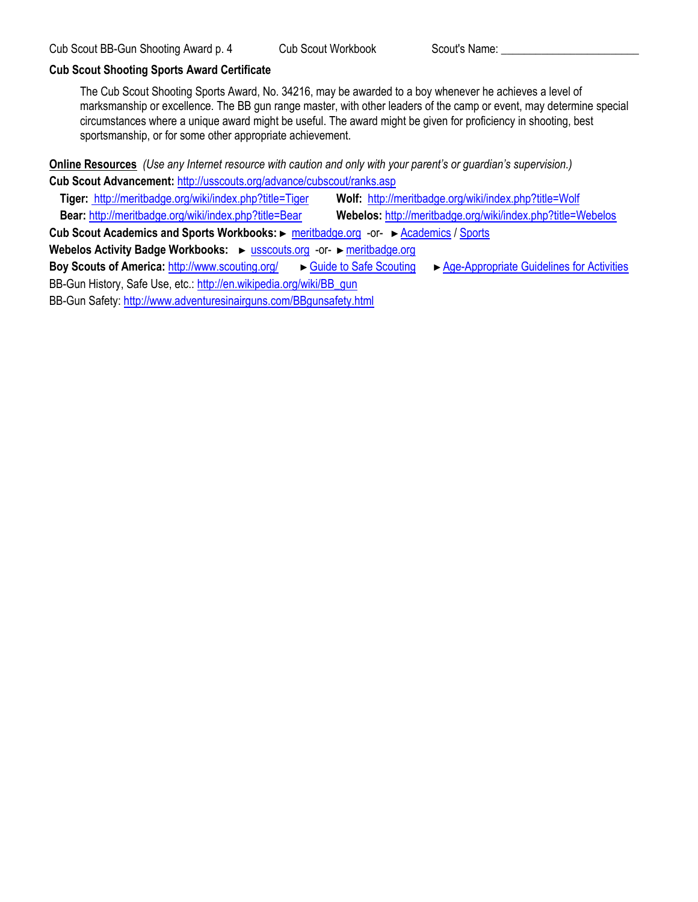## Cub Scout Shooting Sports Award Certificate

The Cub Scout Shooting Sports Award, No. 34216, may be awarded to a boy whenever he achieves a level of marksmanship or excellence. The BB gun range master, with other leaders of the camp or event, may determine special circumstances where a unique award might be useful. The award might be given for proficiency in shooting, best sportsmanship, or for some other appropriate achievement.

**Online Resources** *(Use any Internet resource with caution and only with your parent's or guardian's supervision.)*

**Cub Scout Advancement:** http://usscouts.org/advance/cubscout/ranks.asp

**Tiger:** http://meritbadge.org/wiki/index.php?title=Tiger **Wolf:** http://meritbadge.org/wiki/index.php?title=Wolf

**Bear:** http://meritbadge.org/wiki/index.php?title=Bear **Webelos:** http://meritbadge.org/wiki/index.php?title=Webelos

**Cub Scout Academics and Sports Workbooks:** ► meritbadge.org -or- ► Academics / Sports

**Webelos Activity Badge Workbooks:** ► usscouts.org -or- ► meritbadge.org

**Boy Scouts of America:** http://www.scouting.org/ ► Guide to Safe Scouting ► Age-Appropriate Guidelines for Activities

BB-Gun History, Safe Use, etc.: http://en.wikipedia.org/wiki/BB_gun

BB-Gun Safety: http://www.adventuresinairguns.com/BBgunsafety.html